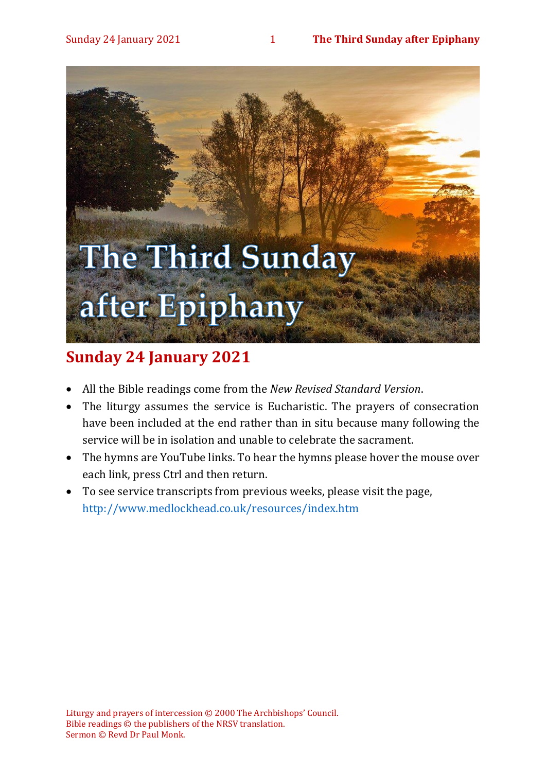# The Third Sunday after Epiphany

## Sunday 24 January 2021

- All the Bible readings come from the *New Revised Standard Version*.
- The liturgy assumes the service is Eucharistic. The prayers of consecration have been included at the end rather than in situ because many following the service will be in isolation and unable to celebrate the sacrament.
- The hymns are YouTube links. To hear the hymns please hover the mouse over each link, press Ctrl and then return.
- To see service transcripts from previous weeks, please visit the page, http://www.medlockhead.co.uk/resources/index.htm

Liturgy and prayers of intercession © 2000 The Archbishops' Council.
Bible readings © the publishers of the NRSV translation.
Sermon © Revd Dr Paul Monk.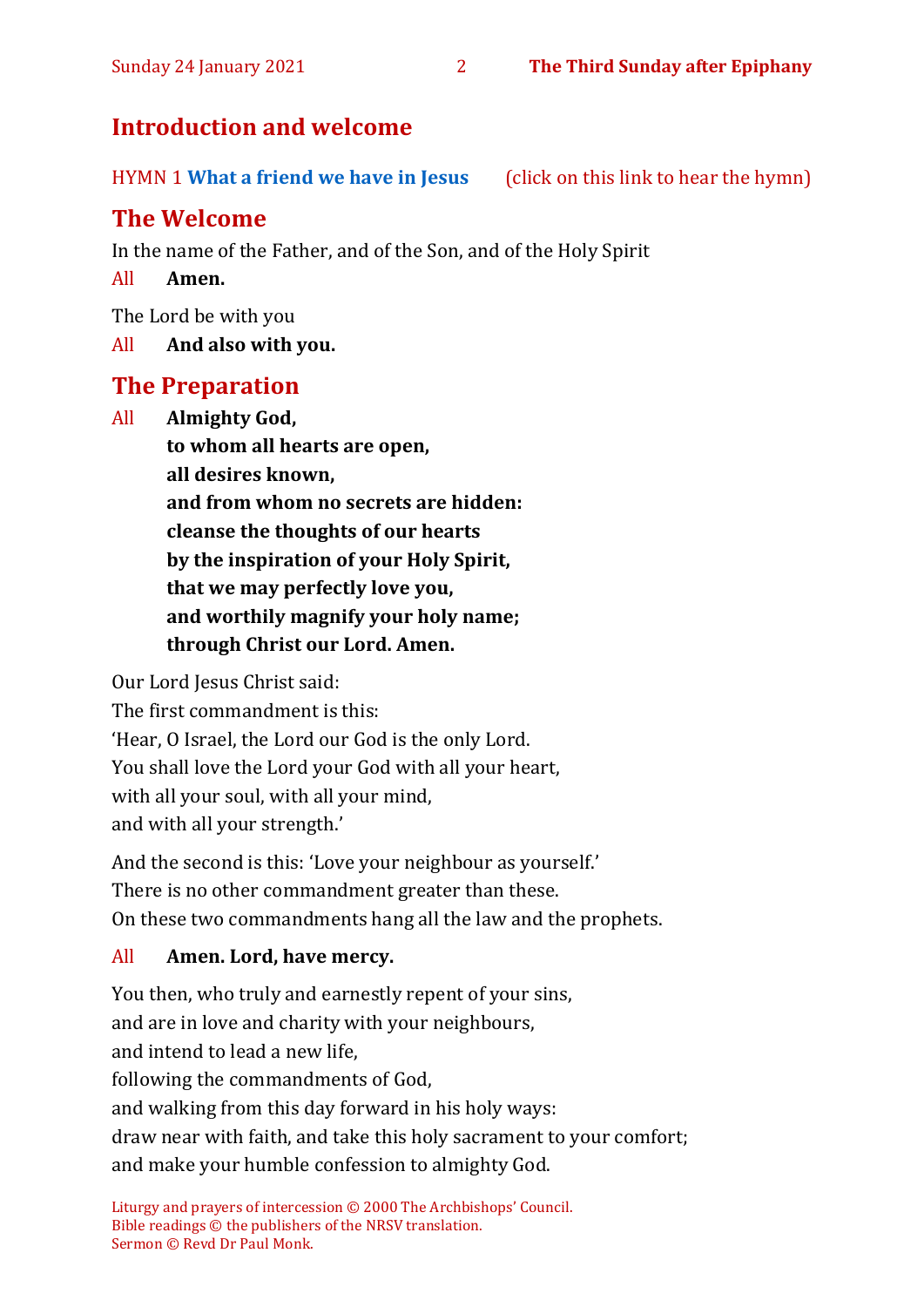## Introduction and welcome

HYMN 1 **What a friend we have in Jesus** (click on this link to hear the hymn)

## The Welcome

In the name of the Father, and of the Son, and of the Holy Spirit

All **Amen.**

The Lord be with you

All **And also with you.**

## The Preparation

All **Almighty God,**
**to whom all hearts are open,**
**all desires known,**
**and from whom no secrets are hidden:**
**cleanse the thoughts of our hearts**
**by the inspiration of your Holy Spirit,**
**that we may perfectly love you,**
**and worthily magnify your holy name;**
**through Christ our Lord. Amen.**

Our Lord Jesus Christ said:
The first commandment is this:
'Hear, O Israel, the Lord our God is the only Lord.
You shall love the Lord your God with all your heart,
with all your soul, with all your mind,
and with all your strength.'

And the second is this: 'Love your neighbour as yourself.'
There is no other commandment greater than these.
On these two commandments hang all the law and the prophets.

All **Amen. Lord, have mercy.**

You then, who truly and earnestly repent of your sins,
and are in love and charity with your neighbours,
and intend to lead a new life,
following the commandments of God,
and walking from this day forward in his holy ways:
draw near with faith, and take this holy sacrament to your comfort;
and make your humble confession to almighty God.

Liturgy and prayers of intercession © 2000 The Archbishops' Council.
Bible readings © the publishers of the NRSV translation.
Sermon © Revd Dr Paul Monk.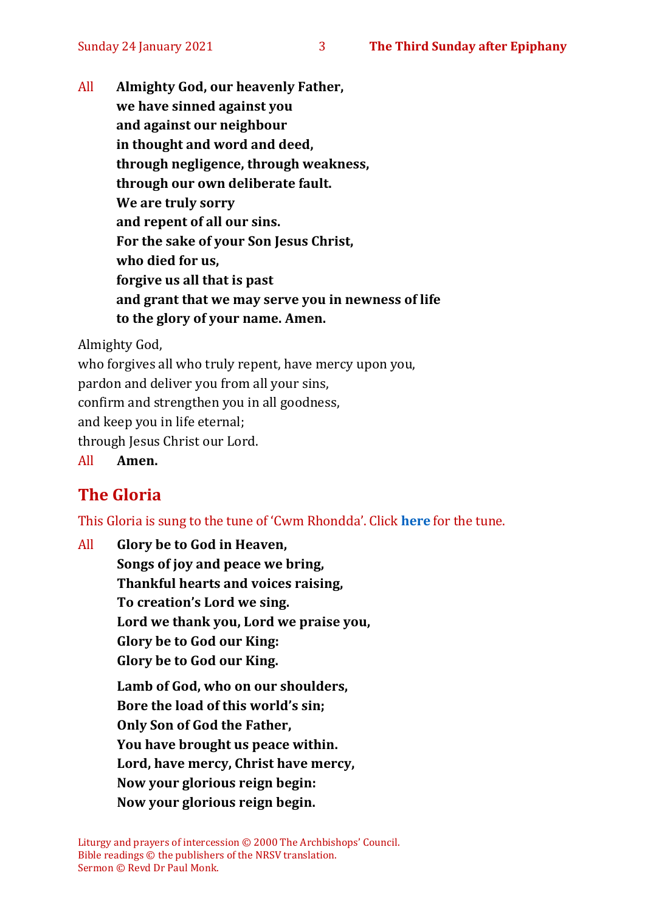All **Almighty God, our heavenly Father,**
**we have sinned against you**
**and against our neighbour**
**in thought and word and deed,**
**through negligence, through weakness,**
**through our own deliberate fault.**
**We are truly sorry**
**and repent of all our sins.**
**For the sake of your Son Jesus Christ,**
**who died for us,**
**forgive us all that is past**
**and grant that we may serve you in newness of life**
**to the glory of your name. Amen.**

Almighty God,
who forgives all who truly repent, have mercy upon you,
pardon and deliver you from all your sins,
confirm and strengthen you in all goodness,
and keep you in life eternal;
through Jesus Christ our Lord.

All **Amen.**

## The Gloria

This Gloria is sung to the tune of 'Cwm Rhondda'. Click **here** for the tune.

All **Glory be to God in Heaven,**
**Songs of joy and peace we bring,**
**Thankful hearts and voices raising,**
**To creation's Lord we sing.**
**Lord we thank you, Lord we praise you,**
**Glory be to God our King:**
**Glory be to God our King.**

**Lamb of God, who on our shoulders,**
**Bore the load of this world's sin;**
**Only Son of God the Father,**
**You have brought us peace within.**
**Lord, have mercy, Christ have mercy,**
**Now your glorious reign begin:**
**Now your glorious reign begin.**

Liturgy and prayers of intercession © 2000 The Archbishops' Council.
Bible readings © the publishers of the NRSV translation.
Sermon © Revd Dr Paul Monk.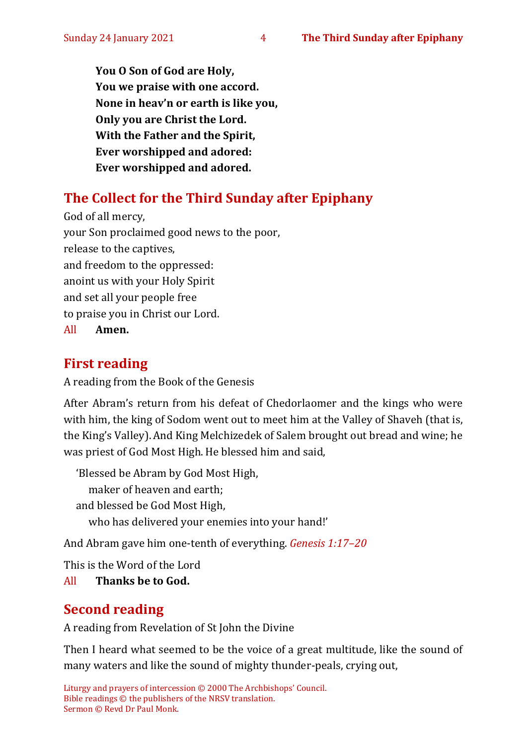**You O Son of God are Holy,**
**You we praise with one accord.**
**None in heav'n or earth is like you,**
**Only you are Christ the Lord.**
**With the Father and the Spirit,**
**Ever worshipped and adored:**
**Ever worshipped and adored.**

## The Collect for the Third Sunday after Epiphany

God of all mercy,
your Son proclaimed good news to the poor,
release to the captives,
and freedom to the oppressed:
anoint us with your Holy Spirit
and set all your people free
to praise you in Christ our Lord.

All **Amen.**

## First reading

A reading from the Book of the Genesis

After Abram's return from his defeat of Chedorlaomer and the kings who were with him, the king of Sodom went out to meet him at the Valley of Shaveh (that is, the King's Valley). And King Melchizedek of Salem brought out bread and wine; he was priest of God Most High. He blessed him and said,

'Blessed be Abram by God Most High,
maker of heaven and earth;
and blessed be God Most High,
who has delivered your enemies into your hand!'

And Abram gave him one-tenth of everything. *Genesis 1:17–20*

This is the Word of the Lord

All **Thanks be to God.**

## Second reading

A reading from Revelation of St John the Divine

Then I heard what seemed to be the voice of a great multitude, like the sound of many waters and like the sound of mighty thunder-peals, crying out,

Liturgy and prayers of intercession © 2000 The Archbishops' Council.
Bible readings © the publishers of the NRSV translation.
Sermon © Revd Dr Paul Monk.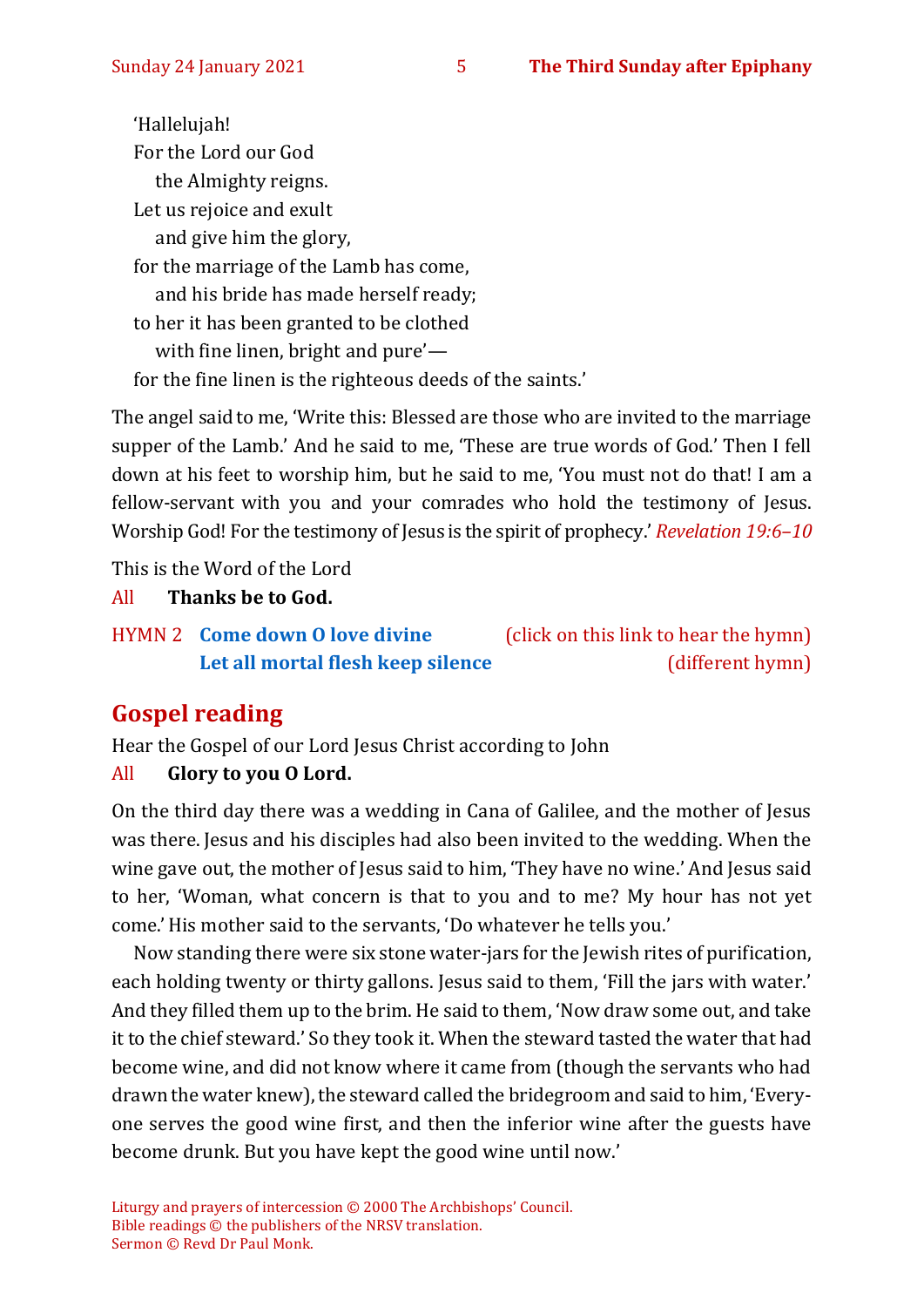'Hallelujah!
For the Lord our God
  the Almighty reigns.
Let us rejoice and exult
  and give him the glory,
for the marriage of the Lamb has come,
  and his bride has made herself ready;
to her it has been granted to be clothed
  with fine linen, bright and pure'—
for the fine linen is the righteous deeds of the saints.'

The angel said to me, 'Write this: Blessed are those who are invited to the marriage supper of the Lamb.' And he said to me, 'These are true words of God.' Then I fell down at his feet to worship him, but he said to me, 'You must not do that! I am a fellow-servant with you and your comrades who hold the testimony of Jesus. Worship God! For the testimony of Jesus is the spirit of prophecy.' *Revelation 19:6–10*

This is the Word of the Lord
All **Thanks be to God.**

HYMN 2 **Come down O love divine** (click on this link to hear the hymn)
**Let all mortal flesh keep silence** (different hymn)

## Gospel reading

Hear the Gospel of our Lord Jesus Christ according to John
All **Glory to you O Lord.**

On the third day there was a wedding in Cana of Galilee, and the mother of Jesus was there. Jesus and his disciples had also been invited to the wedding. When the wine gave out, the mother of Jesus said to him, 'They have no wine.' And Jesus said to her, 'Woman, what concern is that to you and to me? My hour has not yet come.' His mother said to the servants, 'Do whatever he tells you.'

Now standing there were six stone water-jars for the Jewish rites of purification, each holding twenty or thirty gallons. Jesus said to them, 'Fill the jars with water.' And they filled them up to the brim. He said to them, 'Now draw some out, and take it to the chief steward.' So they took it. When the steward tasted the water that had become wine, and did not know where it came from (though the servants who had drawn the water knew), the steward called the bridegroom and said to him, 'Everyone serves the good wine first, and then the inferior wine after the guests have become drunk. But you have kept the good wine until now.'

Liturgy and prayers of intercession © 2000 The Archbishops' Council.
Bible readings © the publishers of the NRSV translation.
Sermon © Revd Dr Paul Monk.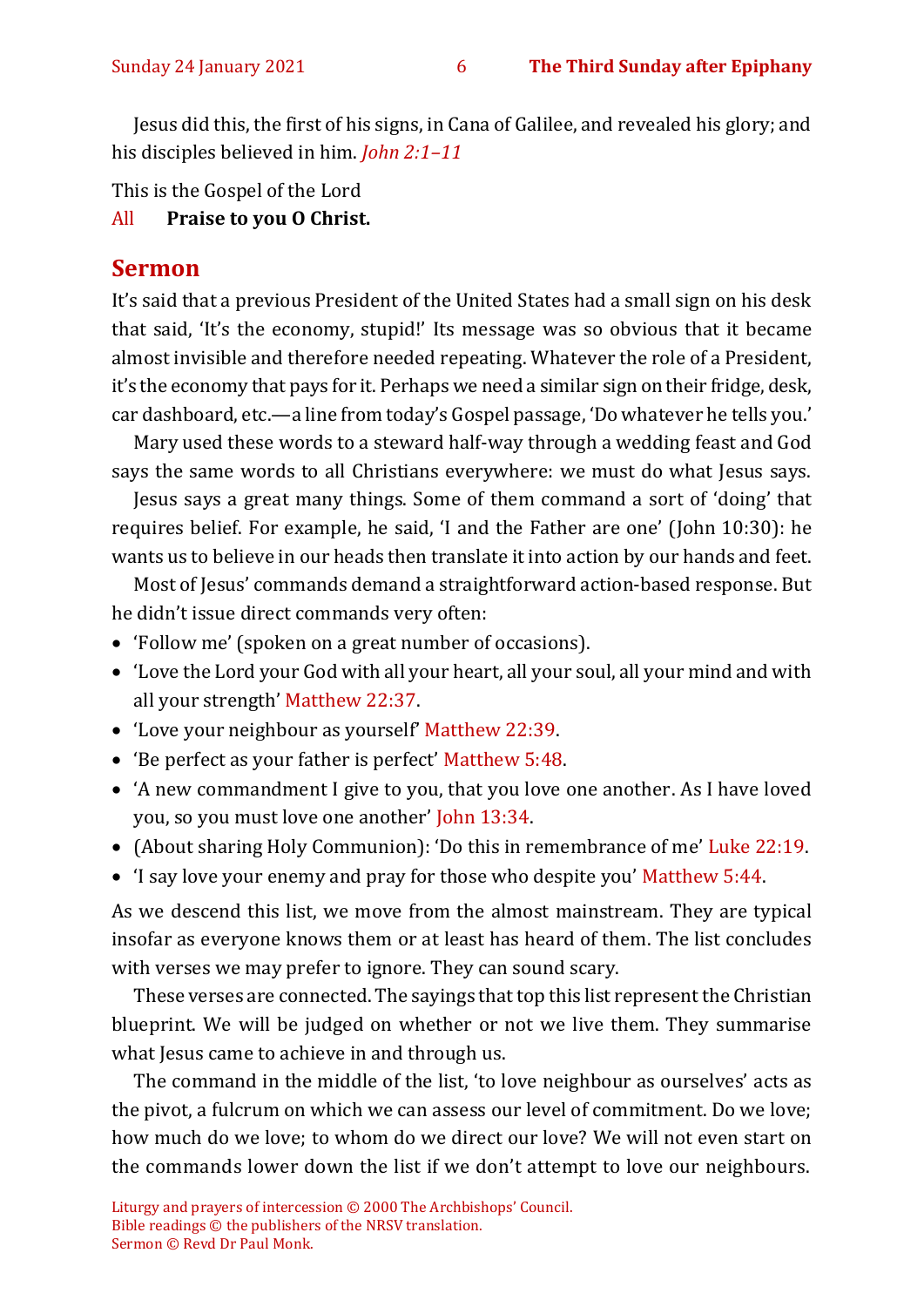Jesus did this, the first of his signs, in Cana of Galilee, and revealed his glory; and his disciples believed in him. *John 2:1–11*

This is the Gospel of the Lord
All **Praise to you O Christ.**

## Sermon

It's said that a previous President of the United States had a small sign on his desk that said, 'It's the economy, stupid!' Its message was so obvious that it became almost invisible and therefore needed repeating. Whatever the role of a President, it's the economy that pays for it. Perhaps we need a similar sign on their fridge, desk, car dashboard, etc.—a line from today's Gospel passage, 'Do whatever he tells you.'

Mary used these words to a steward half-way through a wedding feast and God says the same words to all Christians everywhere: we must do what Jesus says.

Jesus says a great many things. Some of them command a sort of 'doing' that requires belief. For example, he said, 'I and the Father are one' (John 10:30): he wants us to believe in our heads then translate it into action by our hands and feet.

Most of Jesus' commands demand a straightforward action-based response. But he didn't issue direct commands very often:

- 'Follow me' (spoken on a great number of occasions).
- 'Love the Lord your God with all your heart, all your soul, all your mind and with all your strength' Matthew 22:37.
- 'Love your neighbour as yourself' Matthew 22:39.
- 'Be perfect as your father is perfect' Matthew 5:48.
- 'A new commandment I give to you, that you love one another. As I have loved you, so you must love one another' John 13:34.
- (About sharing Holy Communion): 'Do this in remembrance of me' Luke 22:19.
- 'I say love your enemy and pray for those who despite you' Matthew 5:44.

As we descend this list, we move from the almost mainstream. They are typical insofar as everyone knows them or at least has heard of them. The list concludes with verses we may prefer to ignore. They can sound scary.

These verses are connected. The sayings that top this list represent the Christian blueprint. We will be judged on whether or not we live them. They summarise what Jesus came to achieve in and through us.

The command in the middle of the list, 'to love neighbour as ourselves' acts as the pivot, a fulcrum on which we can assess our level of commitment. Do we love; how much do we love; to whom do we direct our love? We will not even start on the commands lower down the list if we don't attempt to love our neighbours.

Liturgy and prayers of intercession © 2000 The Archbishops' Council.
Bible readings © the publishers of the NRSV translation.
Sermon © Revd Dr Paul Monk.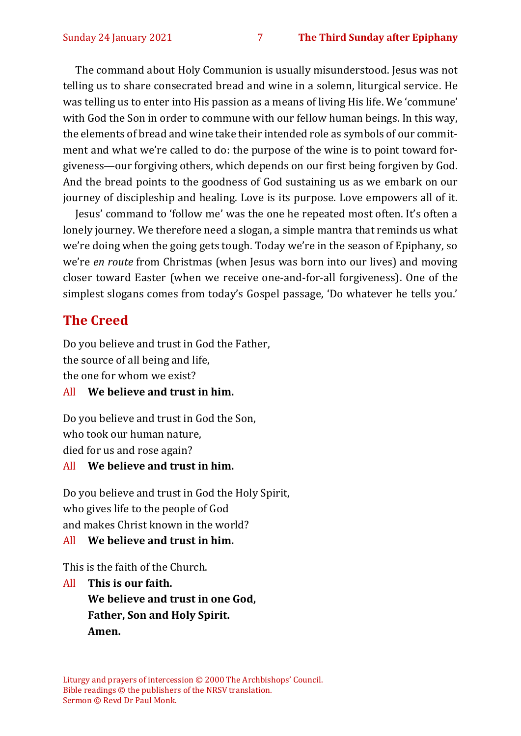The command about Holy Communion is usually misunderstood. Jesus was not telling us to share consecrated bread and wine in a solemn, liturgical service. He was telling us to enter into His passion as a means of living His life. We 'commune' with God the Son in order to commune with our fellow human beings. In this way, the elements of bread and wine take their intended role as symbols of our commitment and what we're called to do: the purpose of the wine is to point toward forgiveness—our forgiving others, which depends on our first being forgiven by God. And the bread points to the goodness of God sustaining us as we embark on our journey of discipleship and healing. Love is its purpose. Love empowers all of it.

Jesus' command to 'follow me' was the one he repeated most often. It's often a lonely journey. We therefore need a slogan, a simple mantra that reminds us what we're doing when the going gets tough. Today we're in the season of Epiphany, so we're *en route* from Christmas (when Jesus was born into our lives) and moving closer toward Easter (when we receive one-and-for-all forgiveness). One of the simplest slogans comes from today's Gospel passage, 'Do whatever he tells you.'

## The Creed

Do you believe and trust in God the Father,
the source of all being and life,
the one for whom we exist?

All **We believe and trust in him.**

Do you believe and trust in God the Son,
who took our human nature,
died for us and rose again?

All **We believe and trust in him.**

Do you believe and trust in God the Holy Spirit,
who gives life to the people of God
and makes Christ known in the world?

All **We believe and trust in him.**

This is the faith of the Church.

All **This is our faith.**
**We believe and trust in one God,**
**Father, Son and Holy Spirit.**
**Amen.**

Liturgy and prayers of intercession © 2000 The Archbishops' Council.
Bible readings © the publishers of the NRSV translation.
Sermon © Revd Dr Paul Monk.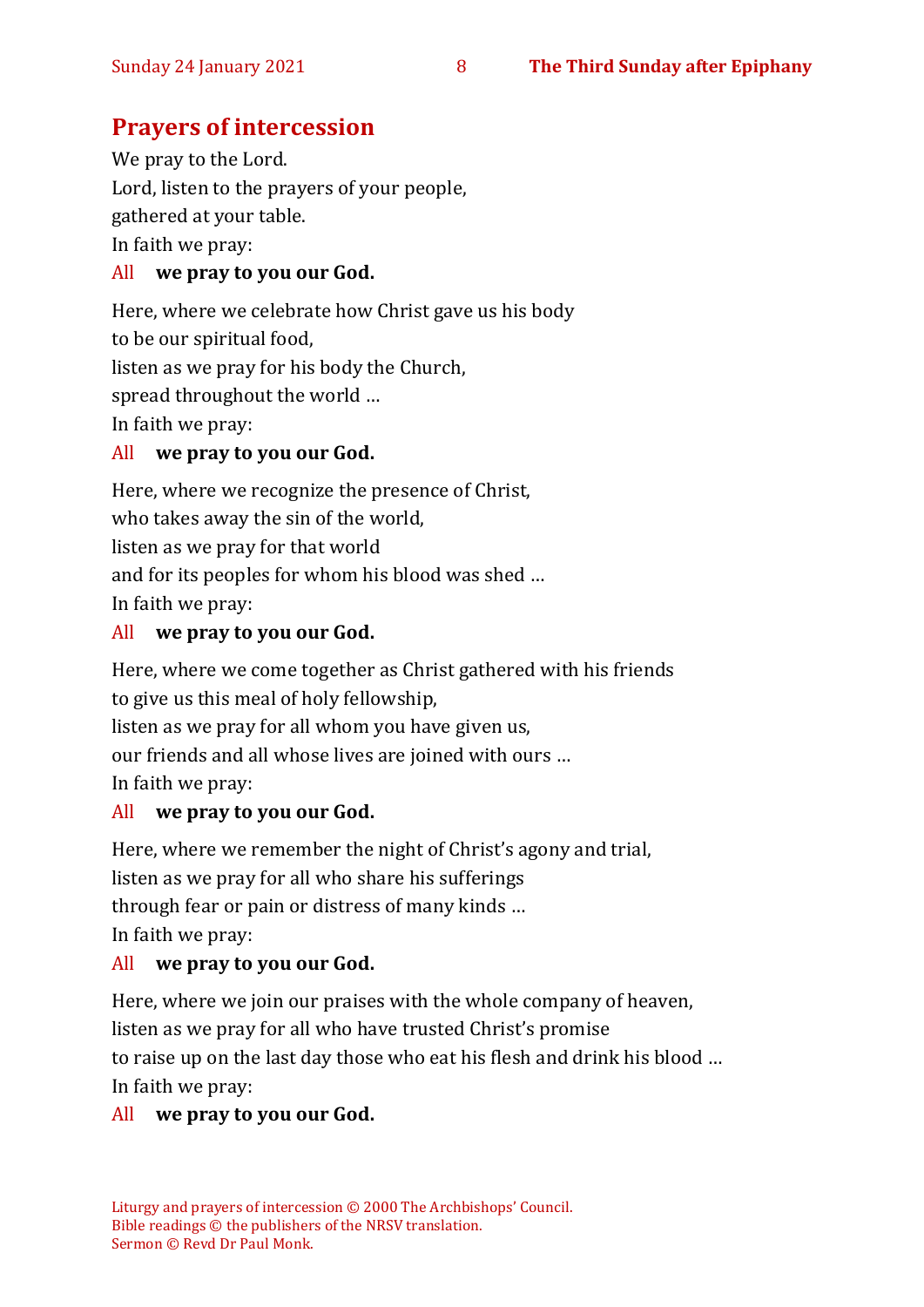## Prayers of intercession

We pray to the Lord.
Lord, listen to the prayers of your people,
gathered at your table.
In faith we pray:

All **we pray to you our God.**

Here, where we celebrate how Christ gave us his body
to be our spiritual food,
listen as we pray for his body the Church,
spread throughout the world …
In faith we pray:

All **we pray to you our God.**

Here, where we recognize the presence of Christ,
who takes away the sin of the world,
listen as we pray for that world
and for its peoples for whom his blood was shed …
In faith we pray:

All **we pray to you our God.**

Here, where we come together as Christ gathered with his friends
to give us this meal of holy fellowship,
listen as we pray for all whom you have given us,
our friends and all whose lives are joined with ours …
In faith we pray:

All **we pray to you our God.**

Here, where we remember the night of Christ's agony and trial,
listen as we pray for all who share his sufferings
through fear or pain or distress of many kinds …
In faith we pray:

All **we pray to you our God.**

Here, where we join our praises with the whole company of heaven,
listen as we pray for all who have trusted Christ's promise
to raise up on the last day those who eat his flesh and drink his blood …
In faith we pray:

All **we pray to you our God.**

Liturgy and prayers of intercession © 2000 The Archbishops' Council.
Bible readings © the publishers of the NRSV translation.
Sermon © Revd Dr Paul Monk.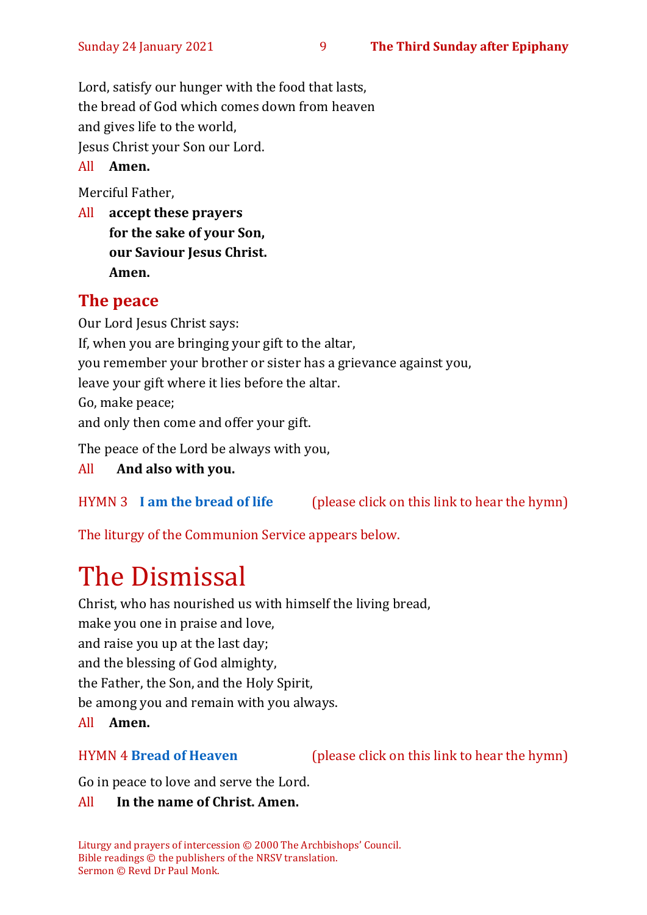Lord, satisfy our hunger with the food that lasts,
the bread of God which comes down from heaven
and gives life to the world,
Jesus Christ your Son our Lord.

All **Amen.**

Merciful Father,

All **accept these prayers**
**for the sake of your Son,**
**our Saviour Jesus Christ.**
**Amen.**

## The peace

Our Lord Jesus Christ says:
If, when you are bringing your gift to the altar,
you remember your brother or sister has a grievance against you,
leave your gift where it lies before the altar.
Go, make peace;
and only then come and offer your gift.

The peace of the Lord be always with you,

All **And also with you.**

HYMN 3 **I am the bread of life** (please click on this link to hear the hymn)

The liturgy of the Communion Service appears below.

# The Dismissal

Christ, who has nourished us with himself the living bread,
make you one in praise and love,
and raise you up at the last day;
and the blessing of God almighty,
the Father, the Son, and the Holy Spirit,
be among you and remain with you always.

All **Amen.**

HYMN 4 **Bread of Heaven** (please click on this link to hear the hymn)

Go in peace to love and serve the Lord.

All **In the name of Christ. Amen.**

Liturgy and prayers of intercession © 2000 The Archbishops' Council.
Bible readings © the publishers of the NRSV translation.
Sermon © Revd Dr Paul Monk.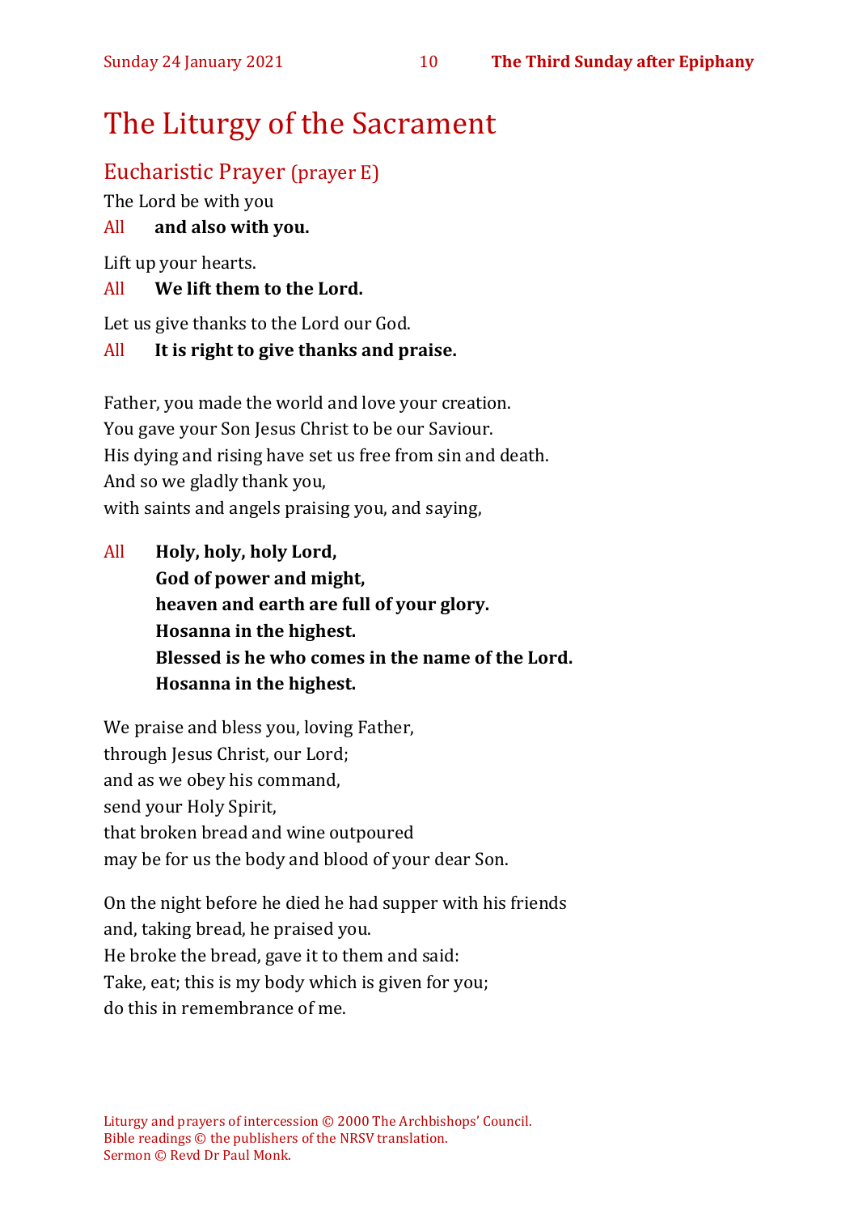# The Liturgy of the Sacrament

## Eucharistic Prayer (prayer E)

The Lord be with you

All **and also with you.**

Lift up your hearts.

All **We lift them to the Lord.**

Let us give thanks to the Lord our God.

All **It is right to give thanks and praise.**

Father, you made the world and love your creation.
You gave your Son Jesus Christ to be our Saviour.
His dying and rising have set us free from sin and death.
And so we gladly thank you,
with saints and angels praising you, and saying,

All **Holy, holy, holy Lord,**
**God of power and might,**
**heaven and earth are full of your glory.**
**Hosanna in the highest.**
**Blessed is he who comes in the name of the Lord.**
**Hosanna in the highest.**

We praise and bless you, loving Father,
through Jesus Christ, our Lord;
and as we obey his command,
send your Holy Spirit,
that broken bread and wine outpoured
may be for us the body and blood of your dear Son.

On the night before he died he had supper with his friends
and, taking bread, he praised you.
He broke the bread, gave it to them and said:
Take, eat; this is my body which is given for you;
do this in remembrance of me.

Liturgy and prayers of intercession © 2000 The Archbishops' Council.
Bible readings © the publishers of the NRSV translation.
Sermon © Revd Dr Paul Monk.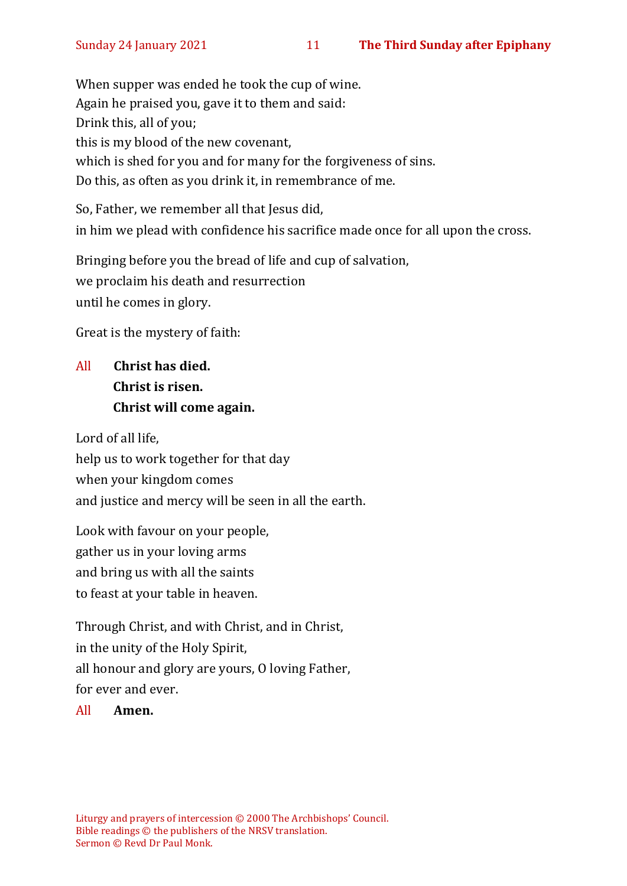When supper was ended he took the cup of wine.
Again he praised you, gave it to them and said:
Drink this, all of you;
this is my blood of the new covenant,
which is shed for you and for many for the forgiveness of sins.
Do this, as often as you drink it, in remembrance of me.

So, Father, we remember all that Jesus did,
in him we plead with confidence his sacrifice made once for all upon the cross.

Bringing before you the bread of life and cup of salvation,
we proclaim his death and resurrection
until he comes in glory.

Great is the mystery of faith:

All **Christ has died.**
**Christ is risen.**
**Christ will come again.**

Lord of all life,
help us to work together for that day
when your kingdom comes
and justice and mercy will be seen in all the earth.

Look with favour on your people,
gather us in your loving arms
and bring us with all the saints
to feast at your table in heaven.

Through Christ, and with Christ, and in Christ,
in the unity of the Holy Spirit,
all honour and glory are yours, O loving Father,
for ever and ever.

All **Amen.**

Liturgy and prayers of intercession © 2000 The Archbishops' Council.
Bible readings © the publishers of the NRSV translation.
Sermon © Revd Dr Paul Monk.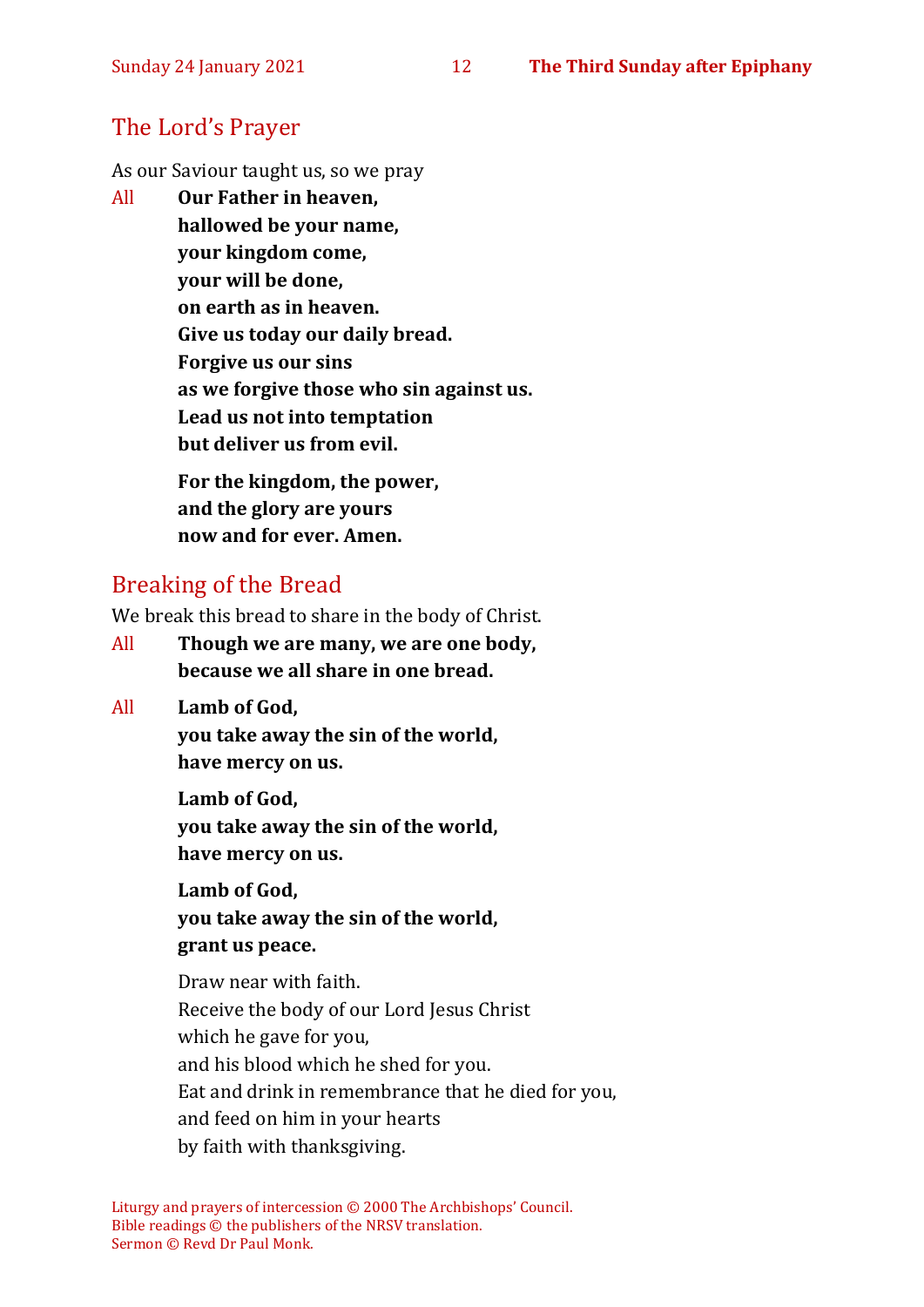## The Lord's Prayer

As our Saviour taught us, so we pray

All **Our Father in heaven,**
**hallowed be your name,**
**your kingdom come,**
**your will be done,**
**on earth as in heaven.**
**Give us today our daily bread.**
**Forgive us our sins**
**as we forgive those who sin against us.**
**Lead us not into temptation**
**but deliver us from evil.**

**For the kingdom, the power,**
**and the glory are yours**
**now and for ever. Amen.**

## Breaking of the Bread

We break this bread to share in the body of Christ.

All **Though we are many, we are one body,**
**because we all share in one bread.**

All **Lamb of God,**
**you take away the sin of the world,**
**have mercy on us.**

**Lamb of God,**
**you take away the sin of the world,**
**have mercy on us.**

**Lamb of God,**
**you take away the sin of the world,**
**grant us peace.**

Draw near with faith.
Receive the body of our Lord Jesus Christ
which he gave for you,
and his blood which he shed for you.
Eat and drink in remembrance that he died for you,
and feed on him in your hearts
by faith with thanksgiving.

Liturgy and prayers of intercession © 2000 The Archbishops' Council.
Bible readings © the publishers of the NRSV translation.
Sermon © Revd Dr Paul Monk.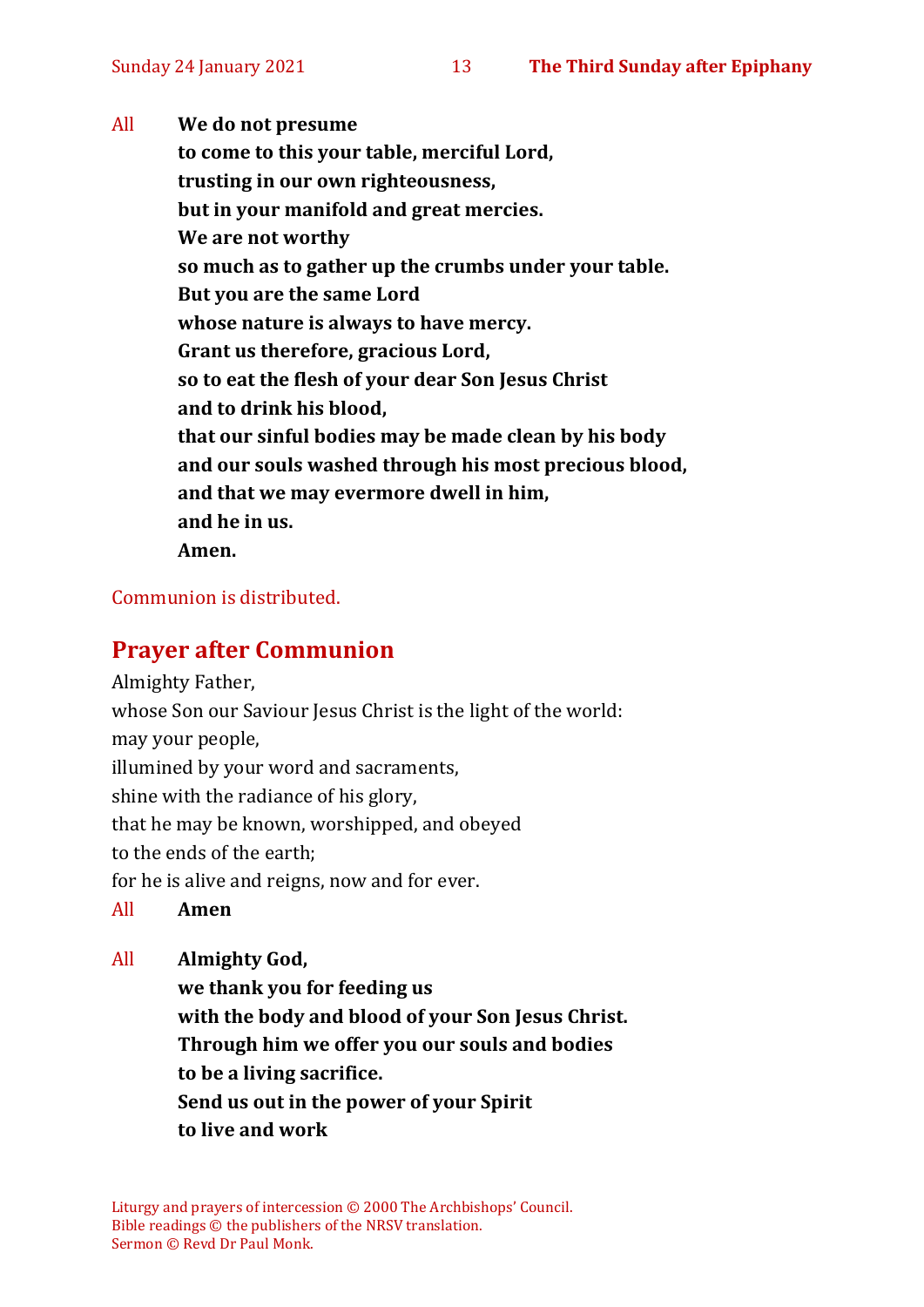All **We do not presume**
**to come to this your table, merciful Lord,**
**trusting in our own righteousness,**
**but in your manifold and great mercies.**
**We are not worthy**
**so much as to gather up the crumbs under your table.**
**But you are the same Lord**
**whose nature is always to have mercy.**
**Grant us therefore, gracious Lord,**
**so to eat the flesh of your dear Son Jesus Christ**
**and to drink his blood,**
**that our sinful bodies may be made clean by his body**
**and our souls washed through his most precious blood,**
**and that we may evermore dwell in him,**
**and he in us.**
**Amen.**

Communion is distributed.

## Prayer after Communion

Almighty Father,
whose Son our Saviour Jesus Christ is the light of the world:
may your people,
illumined by your word and sacraments,
shine with the radiance of his glory,
that he may be known, worshipped, and obeyed
to the ends of the earth;
for he is alive and reigns, now and for ever.

All **Amen**

All **Almighty God,**
**we thank you for feeding us**
**with the body and blood of your Son Jesus Christ.**
**Through him we offer you our souls and bodies**
**to be a living sacrifice.**
**Send us out in the power of your Spirit**
**to live and work**

Liturgy and prayers of intercession © 2000 The Archbishops' Council.
Bible readings © the publishers of the NRSV translation.
Sermon © Revd Dr Paul Monk.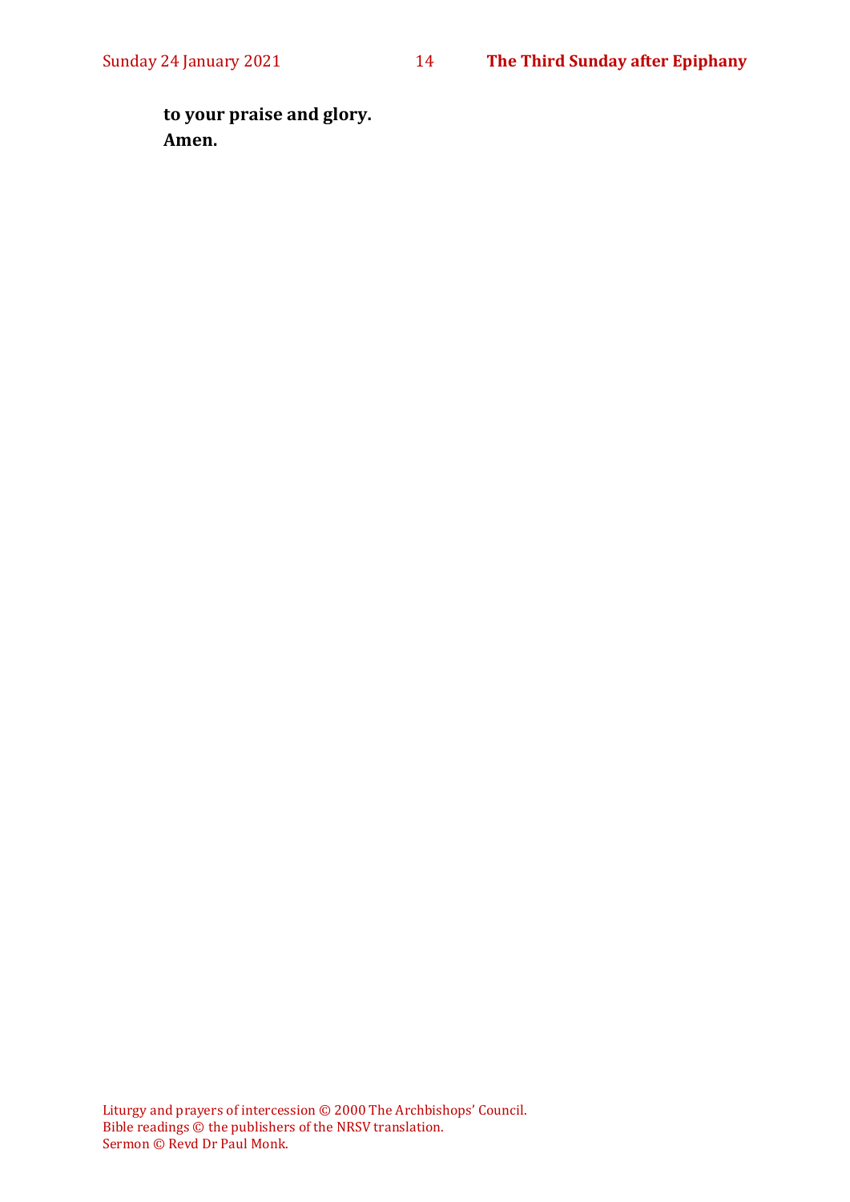**to your praise and glory.**
**Amen.**

Liturgy and prayers of intercession © 2000 The Archbishops' Council.
Bible readings © the publishers of the NRSV translation.
Sermon © Revd Dr Paul Monk.